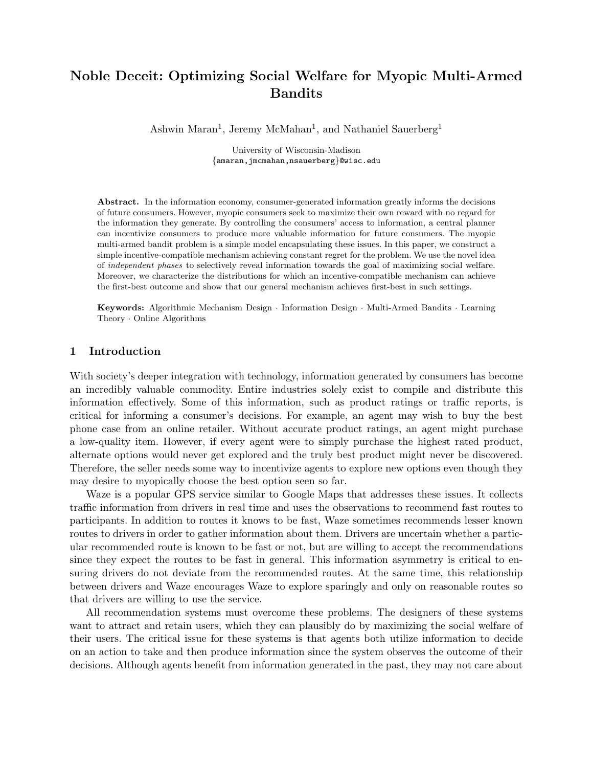# Noble Deceit: Optimizing Social Welfare for Myopic Multi-Armed Bandits

Ashwin Maran[1], Jeremy McMahan[1], and Nathaniel Sauerberg[1]

University of Wisconsin-Madison
{amaran,jmcmahan,nsauerberg}@wisc.edu

**Abstract.** In the information economy, consumer-generated information greatly informs the decisions of future consumers. However, myopic consumers seek to maximize their own reward with no regard for the information they generate. By controlling the consumers' access to information, a central planner can incentivize consumers to produce more valuable information for future consumers. The myopic multi-armed bandit problem is a simple model encapsulating these issues. In this paper, we construct a simple incentive-compatible mechanism achieving constant regret for the problem. We use the novel idea of *independent phases* to selectively reveal information towards the goal of maximizing social welfare. Moreover, we characterize the distributions for which an incentive-compatible mechanism can achieve the first-best outcome and show that our general mechanism achieves first-best in such settings.

**Keywords:** Algorithmic Mechanism Design · Information Design · Multi-Armed Bandits · Learning Theory · Online Algorithms

## 1 Introduction

With society's deeper integration with technology, information generated by consumers has become an incredibly valuable commodity. Entire industries solely exist to compile and distribute this information effectively. Some of this information, such as product ratings or traffic reports, is critical for informing a consumer's decisions. For example, an agent may wish to buy the best phone case from an online retailer. Without accurate product ratings, an agent might purchase a low-quality item. However, if every agent were to simply purchase the highest rated product, alternate options would never get explored and the truly best product might never be discovered. Therefore, the seller needs some way to incentivize agents to explore new options even though they may desire to myopically choose the best option seen so far.

Waze is a popular GPS service similar to Google Maps that addresses these issues. It collects traffic information from drivers in real time and uses the observations to recommend fast routes to participants. In addition to routes it knows to be fast, Waze sometimes recommends lesser known routes to drivers in order to gather information about them. Drivers are uncertain whether a particular recommended route is known to be fast or not, but are willing to accept the recommendations since they expect the routes to be fast in general. This information asymmetry is critical to ensuring drivers do not deviate from the recommended routes. At the same time, this relationship between drivers and Waze encourages Waze to explore sparingly and only on reasonable routes so that drivers are willing to use the service.

All recommendation systems must overcome these problems. The designers of these systems want to attract and retain users, which they can plausibly do by maximizing the social welfare of their users. The critical issue for these systems is that agents both utilize information to decide on an action to take and then produce information since the system observes the outcome of their decisions. Although agents benefit from information generated in the past, they may not care about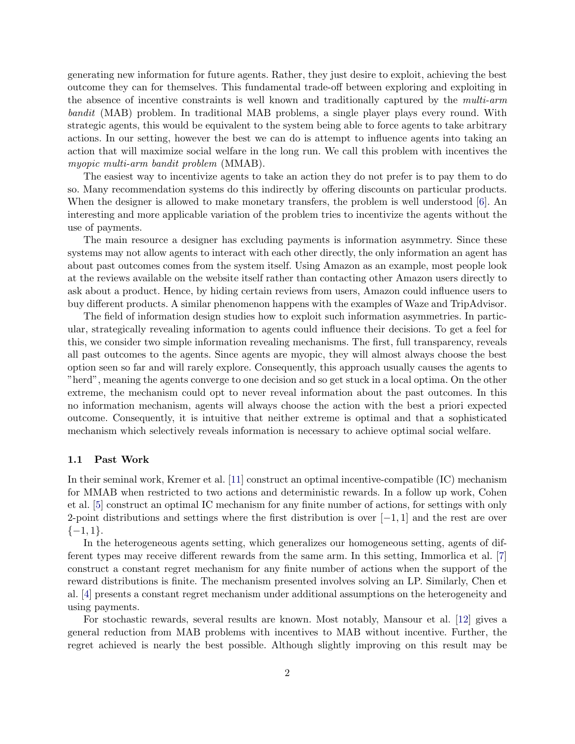generating new information for future agents. Rather, they just desire to exploit, achieving the best outcome they can for themselves. This fundamental trade-off between exploring and exploiting in the absence of incentive constraints is well known and traditionally captured by the *multi-arm bandit* (MAB) problem. In traditional MAB problems, a single player plays every round. With strategic agents, this would be equivalent to the system being able to force agents to take arbitrary actions. In our setting, however the best we can do is attempt to influence agents into taking an action that will maximize social welfare in the long run. We call this problem with incentives the *myopic multi-arm bandit problem* (MMAB).

The easiest way to incentivize agents to take an action they do not prefer is to pay them to do so. Many recommendation systems do this indirectly by offering discounts on particular products. When the designer is allowed to make monetary transfers, the problem is well understood [6]. An interesting and more applicable variation of the problem tries to incentivize the agents without the use of payments.

The main resource a designer has excluding payments is information asymmetry. Since these systems may not allow agents to interact with each other directly, the only information an agent has about past outcomes comes from the system itself. Using Amazon as an example, most people look at the reviews available on the website itself rather than contacting other Amazon users directly to ask about a product. Hence, by hiding certain reviews from users, Amazon could influence users to buy different products. A similar phenomenon happens with the examples of Waze and TripAdvisor.

The field of information design studies how to exploit such information asymmetries. In particular, strategically revealing information to agents could influence their decisions. To get a feel for this, we consider two simple information revealing mechanisms. The first, full transparency, reveals all past outcomes to the agents. Since agents are myopic, they will almost always choose the best option seen so far and will rarely explore. Consequently, this approach usually causes the agents to "herd", meaning the agents converge to one decision and so get stuck in a local optima. On the other extreme, the mechanism could opt to never reveal information about the past outcomes. In this no information mechanism, agents will always choose the action with the best a priori expected outcome. Consequently, it is intuitive that neither extreme is optimal and that a sophisticated mechanism which selectively reveals information is necessary to achieve optimal social welfare.

## 1.1 Past Work

In their seminal work, Kremer et al. [11] construct an optimal incentive-compatible (IC) mechanism for MMAB when restricted to two actions and deterministic rewards. In a follow up work, Cohen et al. [5] construct an optimal IC mechanism for any finite number of actions, for settings with only 2-point distributions and settings where the first distribution is over $[-1, 1]$ and the rest are over $\{-1, 1\}$.

In the heterogeneous agents setting, which generalizes our homogeneous setting, agents of different types may receive different rewards from the same arm. In this setting, Immorlica et al. [7] construct a constant regret mechanism for any finite number of actions when the support of the reward distributions is finite. The mechanism presented involves solving an LP. Similarly, Chen et al. [4] presents a constant regret mechanism under additional assumptions on the heterogeneity and using payments.

For stochastic rewards, several results are known. Most notably, Mansour et al. [12] gives a general reduction from MAB problems with incentives to MAB without incentive. Further, the regret achieved is nearly the best possible. Although slightly improving on this result may be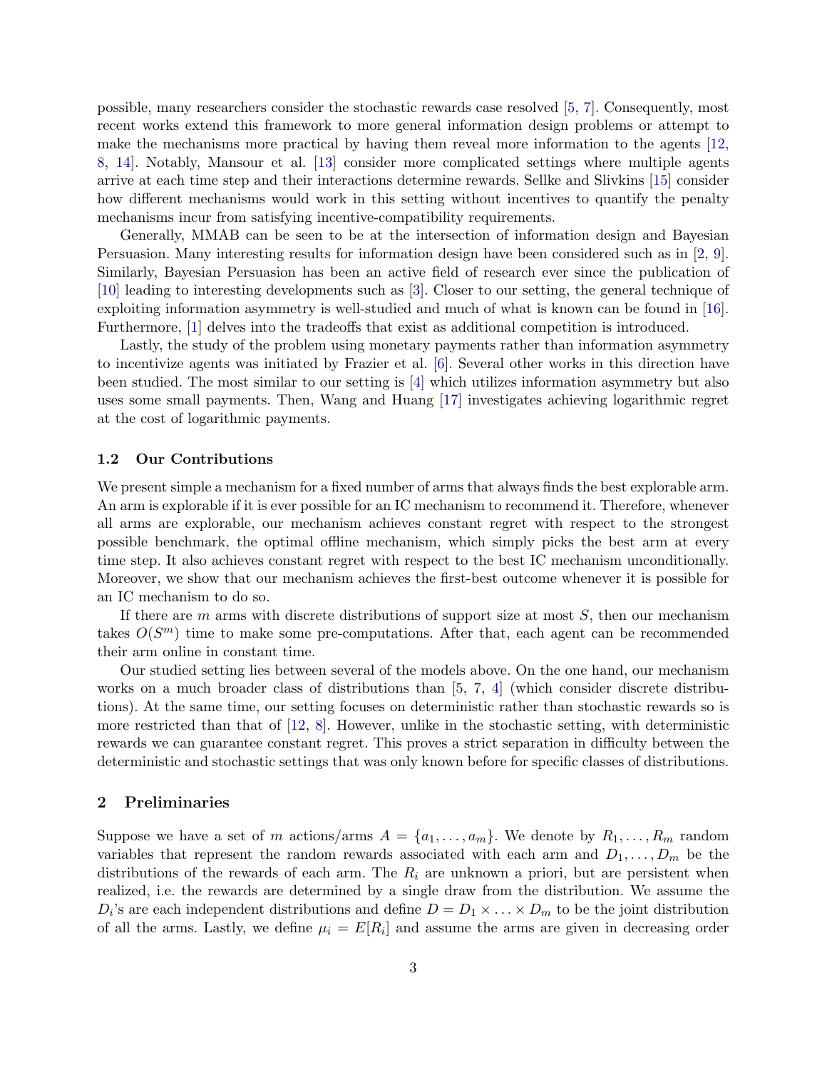possible, many researchers consider the stochastic rewards case resolved [5, 7]. Consequently, most recent works extend this framework to more general information design problems or attempt to make the mechanisms more practical by having them reveal more information to the agents [12, 8, 14]. Notably, Mansour et al. [13] consider more complicated settings where multiple agents arrive at each time step and their interactions determine rewards. Sellke and Slivkins [15] consider how different mechanisms would work in this setting without incentives to quantify the penalty mechanisms incur from satisfying incentive-compatibility requirements.

Generally, MMAB can be seen to be at the intersection of information design and Bayesian Persuasion. Many interesting results for information design have been considered such as in [2, 9]. Similarly, Bayesian Persuasion has been an active field of research ever since the publication of [10] leading to interesting developments such as [3]. Closer to our setting, the general technique of exploiting information asymmetry is well-studied and much of what is known can be found in [16]. Furthermore, [1] delves into the tradeoffs that exist as additional competition is introduced.

Lastly, the study of the problem using monetary payments rather than information asymmetry to incentivize agents was initiated by Frazier et al. [6]. Several other works in this direction have been studied. The most similar to our setting is [4] which utilizes information asymmetry but also uses some small payments. Then, Wang and Huang [17] investigates achieving logarithmic regret at the cost of logarithmic payments.

### 1.2 Our Contributions

We present simple a mechanism for a fixed number of arms that always finds the best explorable arm. An arm is explorable if it is ever possible for an IC mechanism to recommend it. Therefore, whenever all arms are explorable, our mechanism achieves constant regret with respect to the strongest possible benchmark, the optimal offline mechanism, which simply picks the best arm at every time step. It also achieves constant regret with respect to the best IC mechanism unconditionally. Moreover, we show that our mechanism achieves the first-best outcome whenever it is possible for an IC mechanism to do so.

If there are $m$ arms with discrete distributions of support size at most $S$, then our mechanism takes $O(S^m)$ time to make some pre-computations. After that, each agent can be recommended their arm online in constant time.

Our studied setting lies between several of the models above. On the one hand, our mechanism works on a much broader class of distributions than [5, 7, 4] (which consider discrete distributions). At the same time, our setting focuses on deterministic rather than stochastic rewards so is more restricted than that of [12, 8]. However, unlike in the stochastic setting, with deterministic rewards we can guarantee constant regret. This proves a strict separation in difficulty between the deterministic and stochastic settings that was only known before for specific classes of distributions.

## 2 Preliminaries

Suppose we have a set of $m$ actions/arms $A = \{a_1, \ldots, a_m\}$. We denote by $R_1, \ldots, R_m$ random variables that represent the random rewards associated with each arm and $D_1, \ldots, D_m$ be the distributions of the rewards of each arm. The $R_i$ are unknown a priori, but are persistent when realized, i.e. the rewards are determined by a single draw from the distribution. We assume the $D_i$'s are each independent distributions and define $D = D_1 \times \ldots \times D_m$ to be the joint distribution of all the arms. Lastly, we define $\mu_i = E[R_i]$ and assume the arms are given in decreasing order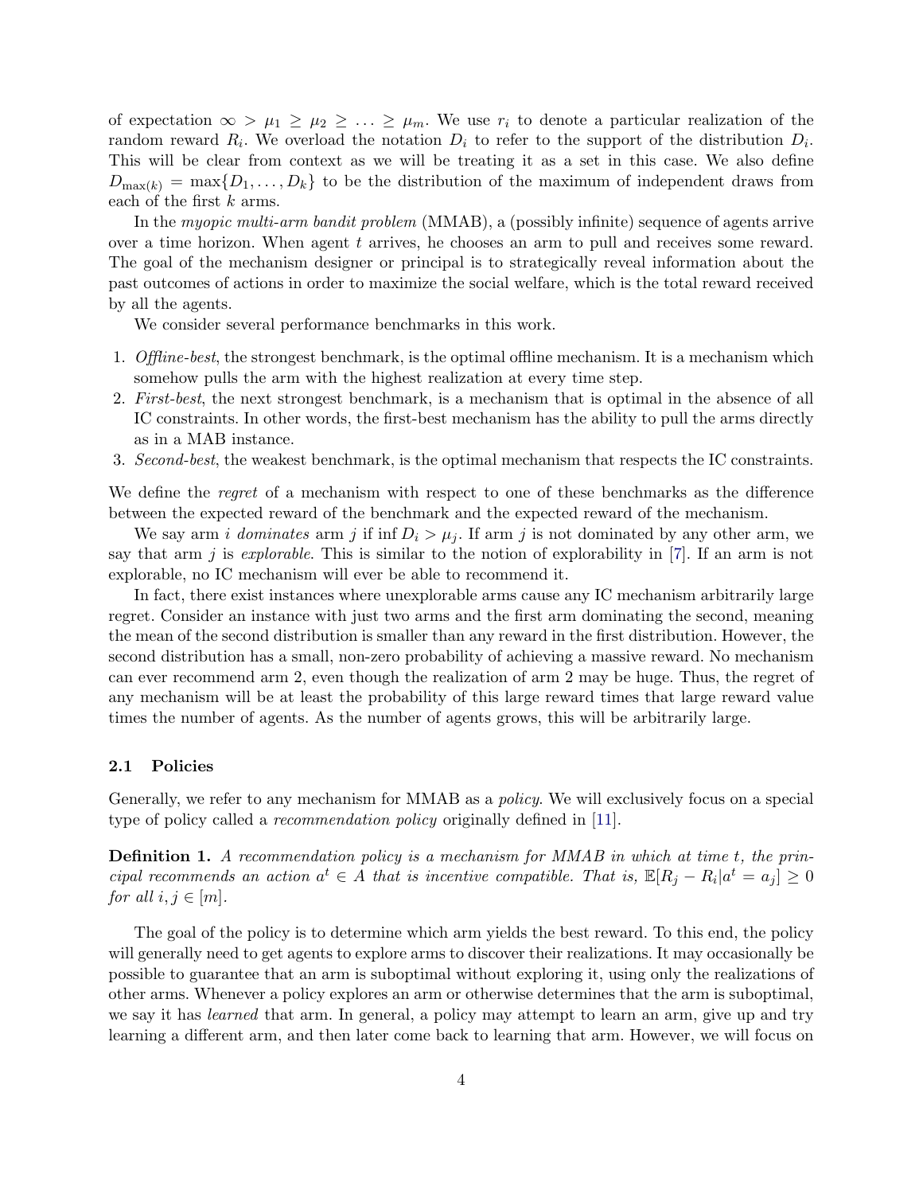of expectation $\infty > \mu_1 \geq \mu_2 \geq \ldots \geq \mu_m$. We use $r_i$ to denote a particular realization of the random reward $R_i$. We overload the notation $D_i$ to refer to the support of the distribution $D_i$. This will be clear from context as we will be treating it as a set in this case. We also define $D_{\max(k)} = \max\{D_1, \ldots, D_k\}$ to be the distribution of the maximum of independent draws from each of the first $k$ arms.

In the *myopic multi-arm bandit problem* (MMAB), a (possibly infinite) sequence of agents arrive over a time horizon. When agent $t$ arrives, he chooses an arm to pull and receives some reward. The goal of the mechanism designer or principal is to strategically reveal information about the past outcomes of actions in order to maximize the social welfare, which is the total reward received by all the agents.

We consider several performance benchmarks in this work.

1. *Offline-best*, the strongest benchmark, is the optimal offline mechanism. It is a mechanism which somehow pulls the arm with the highest realization at every time step.
2. *First-best*, the next strongest benchmark, is a mechanism that is optimal in the absence of all IC constraints. In other words, the first-best mechanism has the ability to pull the arms directly as in a MAB instance.
3. *Second-best*, the weakest benchmark, is the optimal mechanism that respects the IC constraints.

We define the *regret* of a mechanism with respect to one of these benchmarks as the difference between the expected reward of the benchmark and the expected reward of the mechanism.

We say arm $i$ *dominates* arm $j$ if $\inf D_i > \mu_j$. If arm $j$ is not dominated by any other arm, we say that arm $j$ is *explorable*. This is similar to the notion of explorability in [7]. If an arm is not explorable, no IC mechanism will ever be able to recommend it.

In fact, there exist instances where unexplorable arms cause any IC mechanism arbitrarily large regret. Consider an instance with just two arms and the first arm dominating the second, meaning the mean of the second distribution is smaller than any reward in the first distribution. However, the second distribution has a small, non-zero probability of achieving a massive reward. No mechanism can ever recommend arm 2, even though the realization of arm 2 may be huge. Thus, the regret of any mechanism will be at least the probability of this large reward times that large reward value times the number of agents. As the number of agents grows, this will be arbitrarily large.

### 2.1 Policies

Generally, we refer to any mechanism for MMAB as a *policy*. We will exclusively focus on a special type of policy called a *recommendation policy* originally defined in [11].

**Definition 1.** *A recommendation policy is a mechanism for MMAB in which at time $t$, the principal recommends an action $a^t \in A$ that is incentive compatible. That is, $\mathbb{E}[R_j - R_i | a^t = a_j] \geq 0$ for all $i, j \in [m]$.*

The goal of the policy is to determine which arm yields the best reward. To this end, the policy will generally need to get agents to explore arms to discover their realizations. It may occasionally be possible to guarantee that an arm is suboptimal without exploring it, using only the realizations of other arms. Whenever a policy explores an arm or otherwise determines that the arm is suboptimal, we say it has *learned* that arm. In general, a policy may attempt to learn an arm, give up and try learning a different arm, and then later come back to learning that arm. However, we will focus on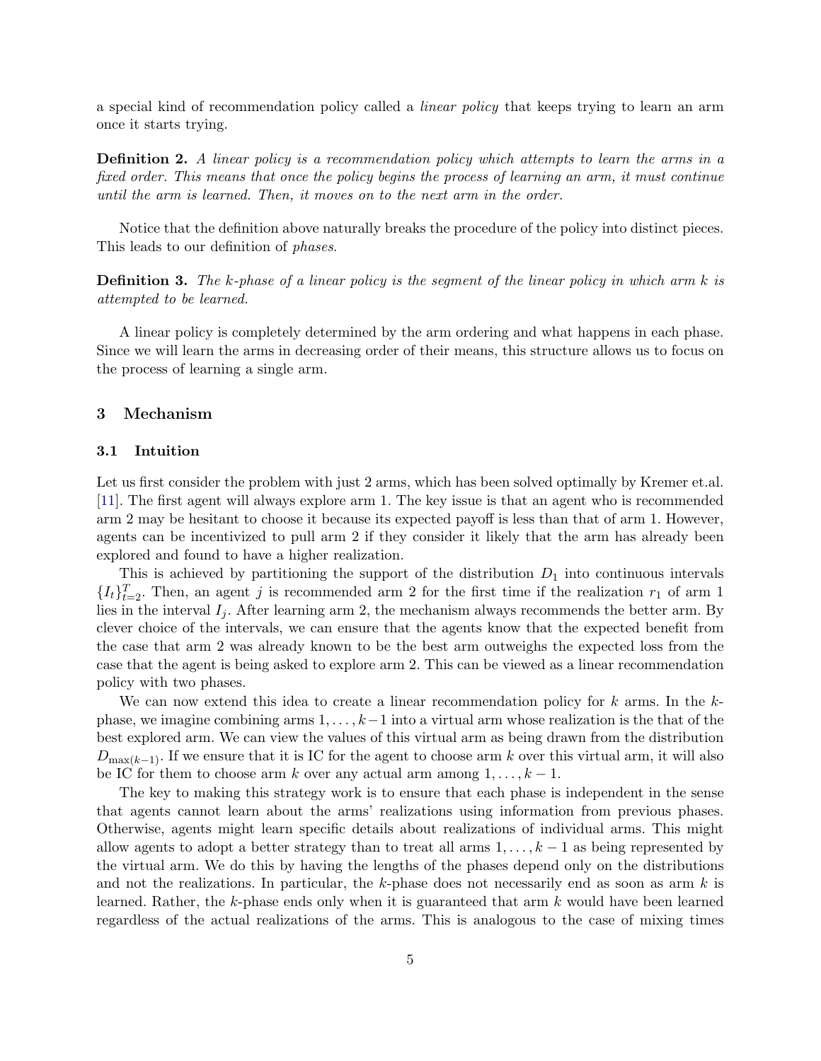a special kind of recommendation policy called a *linear policy* that keeps trying to learn an arm once it starts trying.

**Definition 2.** *A linear policy is a recommendation policy which attempts to learn the arms in a fixed order. This means that once the policy begins the process of learning an arm, it must continue until the arm is learned. Then, it moves on to the next arm in the order.*

Notice that the definition above naturally breaks the procedure of the policy into distinct pieces. This leads to our definition of *phases*.

**Definition 3.** *The $k$-phase of a linear policy is the segment of the linear policy in which arm $k$ is attempted to be learned.*

A linear policy is completely determined by the arm ordering and what happens in each phase. Since we will learn the arms in decreasing order of their means, this structure allows us to focus on the process of learning a single arm.

## 3 Mechanism

### 3.1 Intuition

Let us first consider the problem with just 2 arms, which has been solved optimally by Kremer et.al. [11]. The first agent will always explore arm 1. The key issue is that an agent who is recommended arm 2 may be hesitant to choose it because its expected payoff is less than that of arm 1. However, agents can be incentivized to pull arm 2 if they consider it likely that the arm has already been explored and found to have a higher realization.

This is achieved by partitioning the support of the distribution $D_1$ into continuous intervals $\{I_t\}_{t=2}^{T}$. Then, an agent $j$ is recommended arm 2 for the first time if the realization $r_1$ of arm 1 lies in the interval $I_j$. After learning arm 2, the mechanism always recommends the better arm. By clever choice of the intervals, we can ensure that the agents know that the expected benefit from the case that arm 2 was already known to be the best arm outweighs the expected loss from the case that the agent is being asked to explore arm 2. This can be viewed as a linear recommendation policy with two phases.

We can now extend this idea to create a linear recommendation policy for $k$ arms. In the $k$-phase, we imagine combining arms $1, \ldots, k-1$ into a virtual arm whose realization is the that of the best explored arm. We can view the values of this virtual arm as being drawn from the distribution $D_{\max(k-1)}$. If we ensure that it is IC for the agent to choose arm $k$ over this virtual arm, it will also be IC for them to choose arm $k$ over any actual arm among $1, \ldots, k-1$.

The key to making this strategy work is to ensure that each phase is independent in the sense that agents cannot learn about the arms' realizations using information from previous phases. Otherwise, agents might learn specific details about realizations of individual arms. This might allow agents to adopt a better strategy than to treat all arms $1, \ldots, k-1$ as being represented by the virtual arm. We do this by having the lengths of the phases depend only on the distributions and not the realizations. In particular, the $k$-phase does not necessarily end as soon as arm $k$ is learned. Rather, the $k$-phase ends only when it is guaranteed that arm $k$ would have been learned regardless of the actual realizations of the arms. This is analogous to the case of mixing times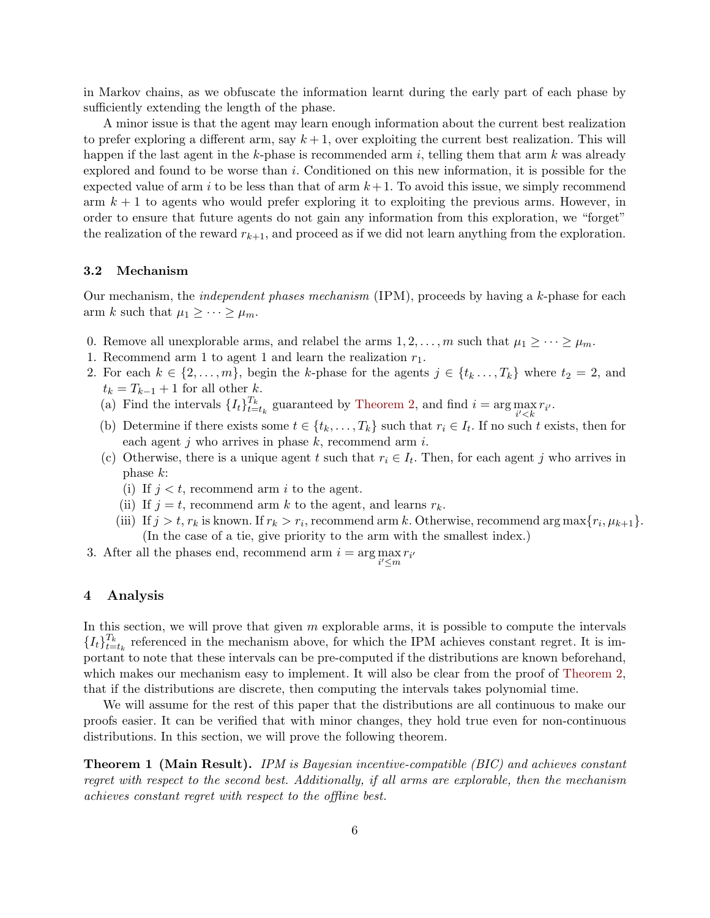in Markov chains, as we obfuscate the information learnt during the early part of each phase by sufficiently extending the length of the phase.

A minor issue is that the agent may learn enough information about the current best realization to prefer exploring a different arm, say $k+1$, over exploiting the current best realization. This will happen if the last agent in the $k$-phase is recommended arm $i$, telling them that arm $k$ was already explored and found to be worse than $i$. Conditioned on this new information, it is possible for the expected value of arm $i$ to be less than that of arm $k+1$. To avoid this issue, we simply recommend arm $k+1$ to agents who would prefer exploring it to exploiting the previous arms. However, in order to ensure that future agents do not gain any information from this exploration, we "forget" the realization of the reward $r_{k+1}$, and proceed as if we did not learn anything from the exploration.

### 3.2 Mechanism

Our mechanism, the *independent phases mechanism* (IPM), proceeds by having a $k$-phase for each arm $k$ such that $\mu_1 \geq \cdots \geq \mu_m$.

0. Remove all unexplorable arms, and relabel the arms $1, 2, \ldots, m$ such that $\mu_1 \geq \cdots \geq \mu_m$.
1. Recommend arm 1 to agent 1 and learn the realization $r_1$.
2. For each $k \in \{2, \ldots, m\}$, begin the $k$-phase for the agents $j \in \{t_k \ldots, T_k\}$ where $t_2 = 2$, and $t_k = T_{k-1} + 1$ for all other $k$.
   (a) Find the intervals $\{I_t\}_{t=t_k}^{T_k}$ guaranteed by Theorem 2, and find $i = \arg\max_{i' < k} r_{i'}$.
   (b) Determine if there exists some $t \in \{t_k, \ldots, T_k\}$ such that $r_i \in I_t$. If no such $t$ exists, then for each agent $j$ who arrives in phase $k$, recommend arm $i$.
   (c) Otherwise, there is a unique agent $t$ such that $r_i \in I_t$. Then, for each agent $j$ who arrives in phase $k$:
      (i) If $j < t$, recommend arm $i$ to the agent.
      (ii) If $j = t$, recommend arm $k$ to the agent, and learns $r_k$.
      (iii) If $j > t$, $r_k$ is known. If $r_k > r_i$, recommend arm $k$. Otherwise, recommend $\arg\max\{r_i, \mu_{k+1}\}$. (In the case of a tie, give priority to the arm with the smallest index.)
3. After all the phases end, recommend arm $i = \arg\max_{i' \leq m} r_{i'}$

## 4 Analysis

In this section, we will prove that given $m$ explorable arms, it is possible to compute the intervals $\{I_t\}_{t=t_k}^{T_k}$ referenced in the mechanism above, for which the IPM achieves constant regret. It is important to note that these intervals can be pre-computed if the distributions are known beforehand, which makes our mechanism easy to implement. It will also be clear from the proof of Theorem 2, that if the distributions are discrete, then computing the intervals takes polynomial time.

We will assume for the rest of this paper that the distributions are all continuous to make our proofs easier. It can be verified that with minor changes, they hold true even for non-continuous distributions. In this section, we will prove the following theorem.

**Theorem 1 (Main Result).** *IPM is Bayesian incentive-compatible (BIC) and achieves constant regret with respect to the second best. Additionally, if all arms are explorable, then the mechanism achieves constant regret with respect to the offline best.*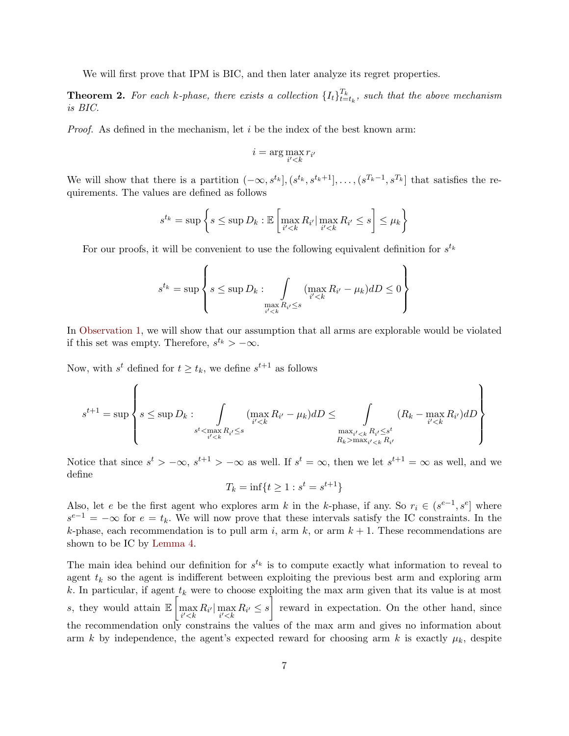We will first prove that IPM is BIC, and then later analyze its regret properties.

**Theorem 2.** *For each $k$-phase, there exists a collection $\{I_t\}_{t=t_k}^{T_k}$, such that the above mechanism is BIC.*

*Proof.* As defined in the mechanism, let $i$ be the index of the best known arm:

$$i = \arg\max_{i'<k} r_{i'}$$

We will show that there is a partition $(-\infty, s^{t_k}], (s^{t_k}, s^{t_k+1}], \dots, (s^{T_k-1}, s^{T_k}]$ that satisfies the requirements. The values are defined as follows

$$s^{t_k} = \sup\left\{ s \leq \sup D_k : \mathbb{E}\left[\max_{i'<k} R_{i'} | \max_{i'<k} R_{i'} \leq s\right] \leq \mu_k \right\}$$

For our proofs, it will be convenient to use the following equivalent definition for $s^{t_k}$

$$s^{t_k} = \sup\left\{ s \leq \sup D_k : \int\limits_{\max_{i'<k} R_{i'} \leq s} (\max_{i'<k} R_{i'} - \mu_k) dD \leq 0 \right\}$$

In Observation 1, we will show that our assumption that all arms are explorable would be violated if this set was empty. Therefore, $s^{t_k} > -\infty$.

Now, with $s^t$ defined for $t \geq t_k$, we define $s^{t+1}$ as follows

$$s^{t+1} = \sup\left\{ s \leq \sup D_k : \int\limits_{s^t < \max_{i'<k} R_{i'} \leq s} (\max_{i'<k} R_{i'} - \mu_k) dD \leq \int\limits_{\substack{\max_{i'<k} R_{i'} \leq s^t \\ R_k > \max_{i'<k} R_{i'}}} (R_k - \max_{i'<k} R_{i'}) dD \right\}$$

Notice that since $s^t > -\infty$, $s^{t+1} > -\infty$ as well. If $s^t = \infty$, then we let $s^{t+1} = \infty$ as well, and we define

$$T_k = \inf\{t \geq 1 : s^t = s^{t+1}\}$$

Also, let $e$ be the first agent who explores arm $k$ in the $k$-phase, if any. So $r_i \in (s^{e-1}, s^e]$ where $s^{e-1} = -\infty$ for $e = t_k$. We will now prove that these intervals satisfy the IC constraints. In the $k$-phase, each recommendation is to pull arm $i$, arm $k$, or arm $k+1$. These recommendations are shown to be IC by Lemma 4.

The main idea behind our definition for $s^{t_k}$ is to compute exactly what information to reveal to agent $t_k$ so the agent is indifferent between exploiting the previous best arm and exploring arm $k$. In particular, if agent $t_k$ were to choose exploiting the max arm given that its value is at most $s$, they would attain $\mathbb{E}\left[\max_{i'<k} R_{i'} | \max_{i'<k} R_{i'} \leq s\right]$ reward in expectation. On the other hand, since the recommendation only constrains the values of the max arm and gives no information about arm $k$ by independence, the agent's expected reward for choosing arm $k$ is exactly $\mu_k$, despite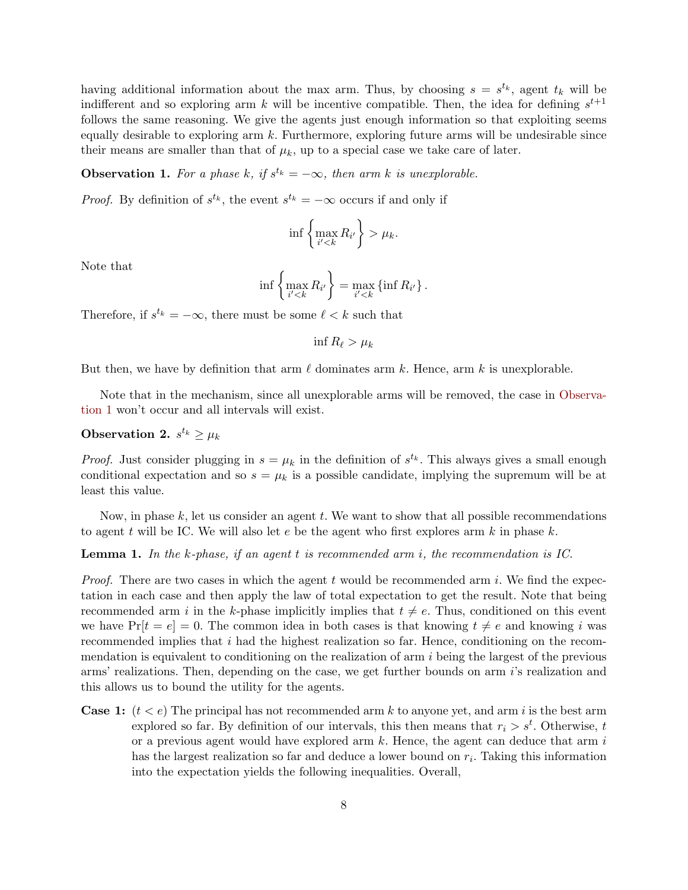having additional information about the max arm. Thus, by choosing $s = s^{t_k}$, agent $t_k$ will be indifferent and so exploring arm $k$ will be incentive compatible. Then, the idea for defining $s^{t+1}$ follows the same reasoning. We give the agents just enough information so that exploiting seems equally desirable to exploring arm $k$. Furthermore, exploring future arms will be undesirable since their means are smaller than that of $\mu_k$, up to a special case we take care of later.

**Observation 1.** *For a phase $k$, if $s^{t_k} = -\infty$, then arm $k$ is unexplorable.*

*Proof.* By definition of $s^{t_k}$, the event $s^{t_k} = -\infty$ occurs if and only if

$$\inf \left\{ \max_{i' < k} R_{i'} \right\} > \mu_k.$$

Note that

$$\inf \left\{ \max_{i' < k} R_{i'} \right\} = \max_{i' < k} \left\{ \inf R_{i'} \right\}.$$

Therefore, if $s^{t_k} = -\infty$, there must be some $\ell < k$ such that

$$\inf R_\ell > \mu_k$$

But then, we have by definition that arm $\ell$ dominates arm $k$. Hence, arm $k$ is unexplorable.

Note that in the mechanism, since all unexplorable arms will be removed, the case in Observation 1 won't occur and all intervals will exist.

**Observation 2.** $s^{t_k} \geq \mu_k$

*Proof.* Just consider plugging in $s = \mu_k$ in the definition of $s^{t_k}$. This always gives a small enough conditional expectation and so $s = \mu_k$ is a possible candidate, implying the supremum will be at least this value.

Now, in phase $k$, let us consider an agent $t$. We want to show that all possible recommendations to agent $t$ will be IC. We will also let $e$ be the agent who first explores arm $k$ in phase $k$.

**Lemma 1.** *In the $k$-phase, if an agent $t$ is recommended arm $i$, the recommendation is IC.*

*Proof.* There are two cases in which the agent $t$ would be recommended arm $i$. We find the expectation in each case and then apply the law of total expectation to get the result. Note that being recommended arm $i$ in the $k$-phase implicitly implies that $t \neq e$. Thus, conditioned on this event we have $\Pr[t = e] = 0$. The common idea in both cases is that knowing $t \neq e$ and knowing $i$ was recommended implies that $i$ had the highest realization so far. Hence, conditioning on the recommendation is equivalent to conditioning on the realization of arm $i$ being the largest of the previous arms' realizations. Then, depending on the case, we get further bounds on arm $i$'s realization and this allows us to bound the utility for the agents.

**Case 1:** ($t < e$) The principal has not recommended arm $k$ to anyone yet, and arm $i$ is the best arm explored so far. By definition of our intervals, this then means that $r_i > s^t$. Otherwise, $t$ or a previous agent would have explored arm $k$. Hence, the agent can deduce that arm $i$ has the largest realization so far and deduce a lower bound on $r_i$. Taking this information into the expectation yields the following inequalities. Overall,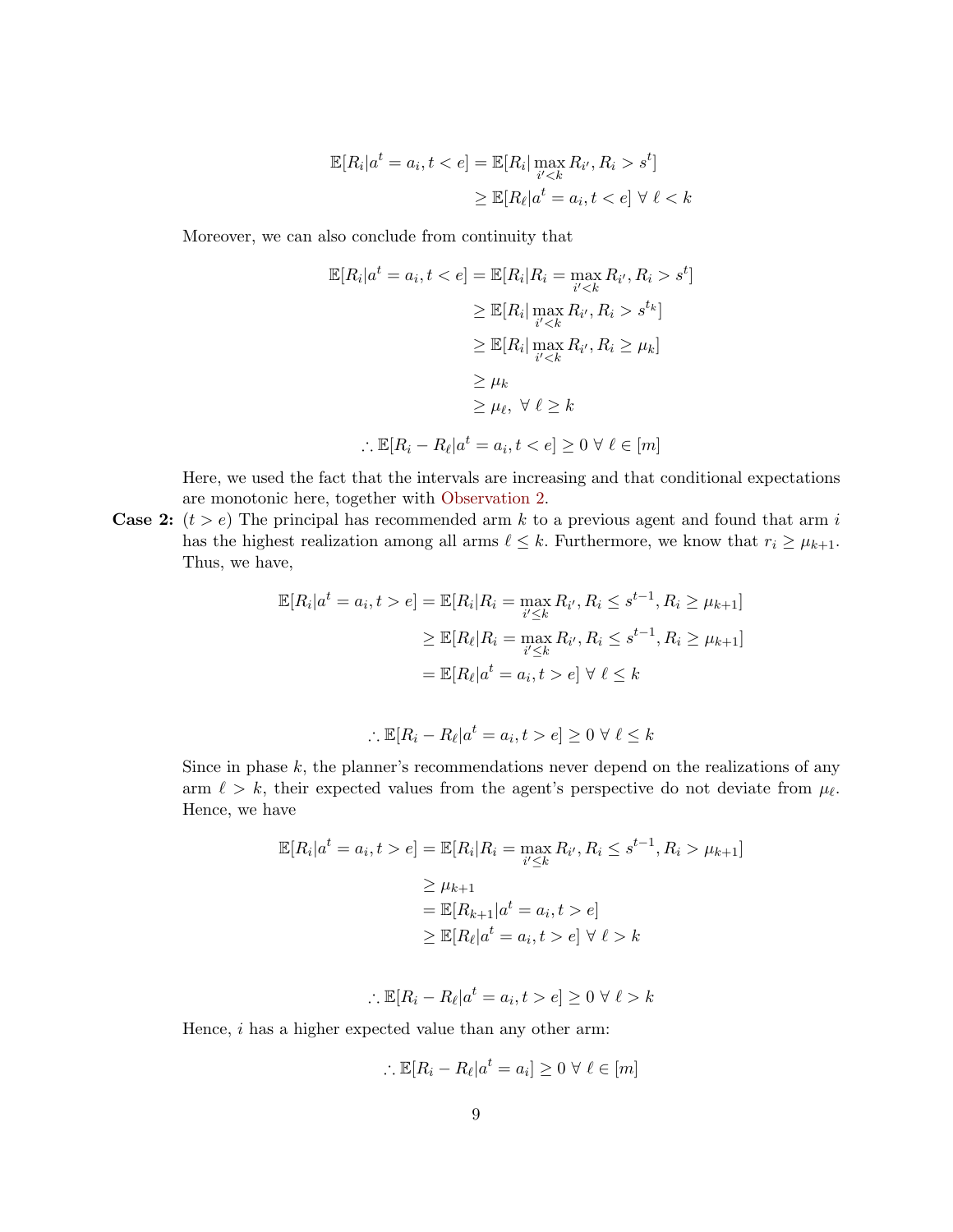$$
\begin{aligned}
\mathbb{E}[R_i | a^t = a_i, t < e] &= \mathbb{E}[R_i | \max_{i' < k} R_{i'}, R_i > s^t] \\
&\geq \mathbb{E}[R_\ell | a^t = a_i, t < e] \; \forall \; \ell < k
\end{aligned}
$$

Moreover, we can also conclude from continuity that

$$
\begin{aligned}
\mathbb{E}[R_i | a^t = a_i, t < e] &= \mathbb{E}[R_i | R_i = \max_{i' < k} R_{i'}, R_i > s^t] \\
&\geq \mathbb{E}[R_i | \max_{i' < k} R_{i'}, R_i > s^{t_k}] \\
&\geq \mathbb{E}[R_i | \max_{i' < k} R_{i'}, R_i \geq \mu_k] \\
&\geq \mu_k \\
&\geq \mu_\ell, \; \forall \; \ell \geq k
\end{aligned}
$$

$$
\therefore \mathbb{E}[R_i - R_\ell | a^t = a_i, t < e] \geq 0 \; \forall \; \ell \in [m]
$$

Here, we used the fact that the intervals are increasing and that conditional expectations are monotonic here, together with Observation 2.

**Case 2:** $(t > e)$ The principal has recommended arm $k$ to a previous agent and found that arm $i$ has the highest realization among all arms $\ell \leq k$. Furthermore, we know that $r_i \geq \mu_{k+1}$. Thus, we have,

$$
\begin{aligned}
\mathbb{E}[R_i | a^t = a_i, t > e] &= \mathbb{E}[R_i | R_i = \max_{i' \leq k} R_{i'}, R_i \leq s^{t-1}, R_i \geq \mu_{k+1}] \\
&\geq \mathbb{E}[R_\ell | R_i = \max_{i' \leq k} R_{i'}, R_i \leq s^{t-1}, R_i \geq \mu_{k+1}] \\
&= \mathbb{E}[R_\ell | a^t = a_i, t > e] \; \forall \; \ell \leq k
\end{aligned}
$$

$$
\therefore \mathbb{E}[R_i - R_\ell | a^t = a_i, t > e] \geq 0 \; \forall \; \ell \leq k
$$

Since in phase $k$, the planner's recommendations never depend on the realizations of any arm $\ell > k$, their expected values from the agent's perspective do not deviate from $\mu_\ell$. Hence, we have

$$
\begin{aligned}
\mathbb{E}[R_i | a^t = a_i, t > e] &= \mathbb{E}[R_i | R_i = \max_{i' \leq k} R_{i'}, R_i \leq s^{t-1}, R_i > \mu_{k+1}] \\
&\geq \mu_{k+1} \\
&= \mathbb{E}[R_{k+1} | a^t = a_i, t > e] \\
&\geq \mathbb{E}[R_\ell | a^t = a_i, t > e] \; \forall \; \ell > k
\end{aligned}
$$

$$
\therefore \mathbb{E}[R_i - R_\ell | a^t = a_i, t > e] \geq 0 \; \forall \; \ell > k
$$

Hence, $i$ has a higher expected value than any other arm:

$$
\therefore \mathbb{E}[R_i - R_\ell | a^t = a_i] \geq 0 \; \forall \; \ell \in [m]
$$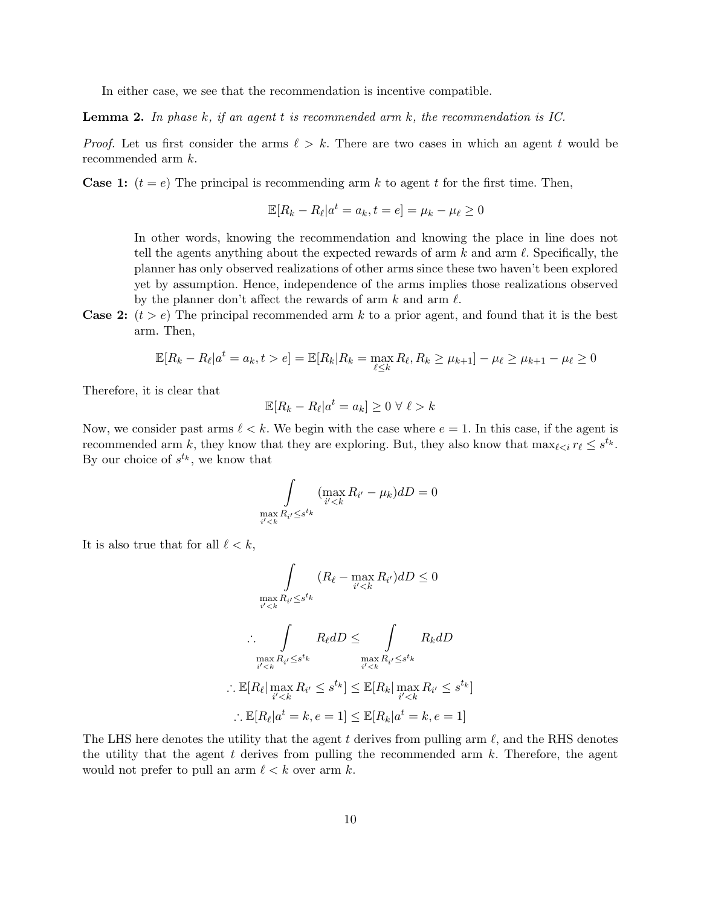In either case, we see that the recommendation is incentive compatible.

**Lemma 2.** *In phase $k$, if an agent $t$ is recommended arm $k$, the recommendation is IC.*

*Proof.* Let us first consider the arms $\ell > k$. There are two cases in which an agent $t$ would be recommended arm $k$.

**Case 1:** ($t = e$) The principal is recommending arm $k$ to agent $t$ for the first time. Then,

$$\mathbb{E}[R_k - R_\ell | a^t = a_k, t = e] = \mu_k - \mu_\ell \geq 0$$

In other words, knowing the recommendation and knowing the place in line does not tell the agents anything about the expected rewards of arm $k$ and arm $\ell$. Specifically, the planner has only observed realizations of other arms since these two haven't been explored yet by assumption. Hence, independence of the arms implies those realizations observed by the planner don't affect the rewards of arm $k$ and arm $\ell$.

**Case 2:** ($t > e$) The principal recommended arm $k$ to a prior agent, and found that it is the best arm. Then,

$$\mathbb{E}[R_k - R_\ell | a^t = a_k, t > e] = \mathbb{E}[R_k | R_k = \max_{\ell \leq k} R_\ell, R_k \geq \mu_{k+1}] - \mu_\ell \geq \mu_{k+1} - \mu_\ell \geq 0$$

Therefore, it is clear that

$$\mathbb{E}[R_k - R_\ell | a^t = a_k] \geq 0 \;\forall\; \ell > k$$

Now, we consider past arms $\ell < k$. We begin with the case where $e = 1$. In this case, if the agent is recommended arm $k$, they know that they are exploring. But, they also know that $\max_{\ell < i} r_\ell \leq s^{t_k}$. By our choice of $s^{t_k}$, we know that

$$\int\limits_{\max_{i' < k} R_{i'} \leq s^{t_k}} (\max_{i' < k} R_{i'} - \mu_k) dD = 0$$

It is also true that for all $\ell < k$,

$$\int\limits_{\max_{i' < k} R_{i'} \leq s^{t_k}} (R_\ell - \max_{i' < k} R_{i'}) dD \leq 0$$

$$\therefore \int\limits_{\max_{i' < k} R_{i'} \leq s^{t_k}} R_\ell dD \leq \int\limits_{\max_{i' < k} R_{i'} \leq s^{t_k}} R_k dD$$

$$\therefore \mathbb{E}[R_\ell | \max_{i' < k} R_{i'} \leq s^{t_k}] \leq \mathbb{E}[R_k | \max_{i' < k} R_{i'} \leq s^{t_k}]$$

$$\therefore \mathbb{E}[R_\ell | a^t = k, e = 1] \leq \mathbb{E}[R_k | a^t = k, e = 1]$$

The LHS here denotes the utility that the agent $t$ derives from pulling arm $\ell$, and the RHS denotes the utility that the agent $t$ derives from pulling the recommended arm $k$. Therefore, the agent would not prefer to pull an arm $\ell < k$ over arm $k$.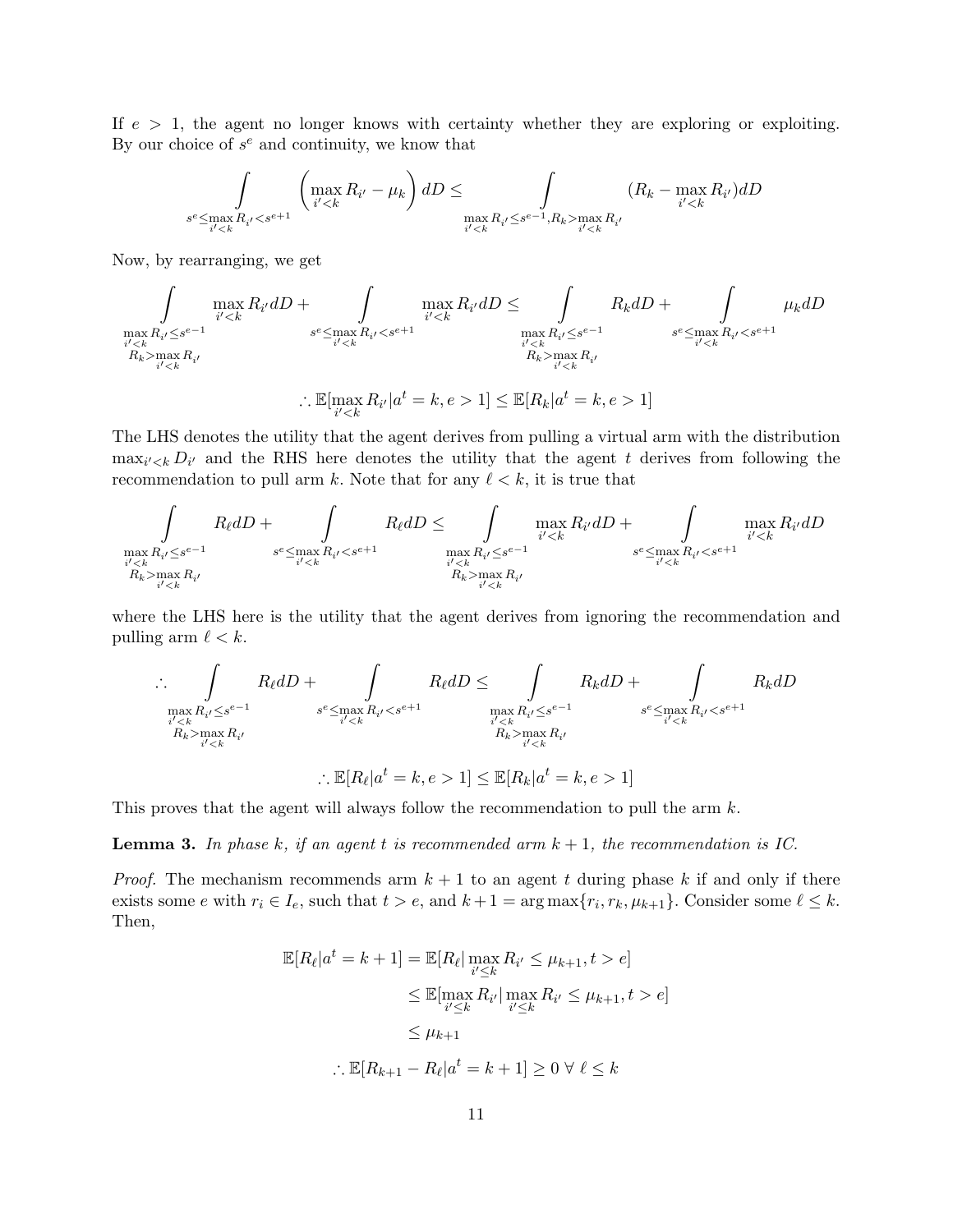If $e > 1$, the agent no longer knows with certainty whether they are exploring or exploiting. By our choice of $s^e$ and continuity, we know that

$$\int\limits_{s^e \le \max\limits_{i'<k} R_{i'} < s^{e+1}} \left( \max_{i'<k} R_{i'} - \mu_k \right) dD \le \int\limits_{\max\limits_{i'<k} R_{i'} \le s^{e-1}, R_k > \max\limits_{i'<k} R_{i'}} (R_k - \max_{i'<k} R_{i'}) dD$$

Now, by rearranging, we get

$$\int\limits_{\substack{\max\limits_{i'<k} R_{i'} \le s^{e-1} \\ R_k > \max\limits_{i'<k} R_{i'}}} \max_{i'<k} R_{i'} dD + \int\limits_{s^e \le \max\limits_{i'<k} R_{i'} < s^{e+1}} \max_{i'<k} R_{i'} dD \le \int\limits_{\substack{\max\limits_{i'<k} R_{i'} \le s^{e-1} \\ R_k > \max\limits_{i'<k} R_{i'}}} R_k dD + \int\limits_{s^e \le \max\limits_{i'<k} R_{i'} < s^{e+1}} \mu_k dD$$

$$\therefore \mathbb{E}[\max_{i'<k} R_{i'} | a^t = k, e > 1] \le \mathbb{E}[R_k | a^t = k, e > 1]$$

The LHS denotes the utility that the agent derives from pulling a virtual arm with the distribution $\max_{i'<k} D_{i'}$ and the RHS here denotes the utility that the agent $t$ derives from following the recommendation to pull arm $k$. Note that for any $\ell < k$, it is true that

$$\int\limits_{\substack{\max\limits_{i'<k} R_{i'} \le s^{e-1} \\ R_k > \max\limits_{i'<k} R_{i'}}} R_\ell dD + \int\limits_{s^e \le \max\limits_{i'<k} R_{i'} < s^{e+1}} R_\ell dD \le \int\limits_{\substack{\max\limits_{i'<k} R_{i'} \le s^{e-1} \\ R_k > \max\limits_{i'<k} R_{i'}}} \max_{i'<k} R_{i'} dD + \int\limits_{s^e \le \max\limits_{i'<k} R_{i'} < s^{e+1}} \max_{i'<k} R_{i'} dD$$

where the LHS here is the utility that the agent derives from ignoring the recommendation and pulling arm $\ell < k$.

$$\therefore \int\limits_{\substack{\max\limits_{i'<k} R_{i'} \le s^{e-1} \\ R_k > \max\limits_{i'<k} R_{i'}}} R_\ell dD + \int\limits_{s^e \le \max\limits_{i'<k} R_{i'} < s^{e+1}} R_\ell dD \le \int\limits_{\substack{\max\limits_{i'<k} R_{i'} \le s^{e-1} \\ R_k > \max\limits_{i'<k} R_{i'}}} R_k dD + \int\limits_{s^e \le \max\limits_{i'<k} R_{i'} < s^{e+1}} R_k dD$$

$$\therefore \mathbb{E}[R_\ell | a^t = k, e > 1] \le \mathbb{E}[R_k | a^t = k, e > 1]$$

This proves that the agent will always follow the recommendation to pull the arm $k$.

**Lemma 3.** *In phase $k$, if an agent $t$ is recommended arm $k+1$, the recommendation is IC.*

*Proof.* The mechanism recommends arm $k+1$ to an agent $t$ during phase $k$ if and only if there exists some $e$ with $r_i \in I_e$, such that $t > e$, and $k+1 = \arg\max\{r_i, r_k, \mu_{k+1}\}$. Consider some $\ell \le k$. Then,

$$\begin{aligned}
\mathbb{E}[R_\ell | a^t = k+1] &= \mathbb{E}[R_\ell | \max_{i' \le k} R_{i'} \le \mu_{k+1}, t > e] \\
&\le \mathbb{E}[\max_{i' \le k} R_{i'} | \max_{i' \le k} R_{i'} \le \mu_{k+1}, t > e] \\
&\le \mu_{k+1} \\
\therefore \mathbb{E}[R_{k+1} - R_\ell | a^t &= k+1] \ge 0 \;\forall\; \ell \le k
\end{aligned}$$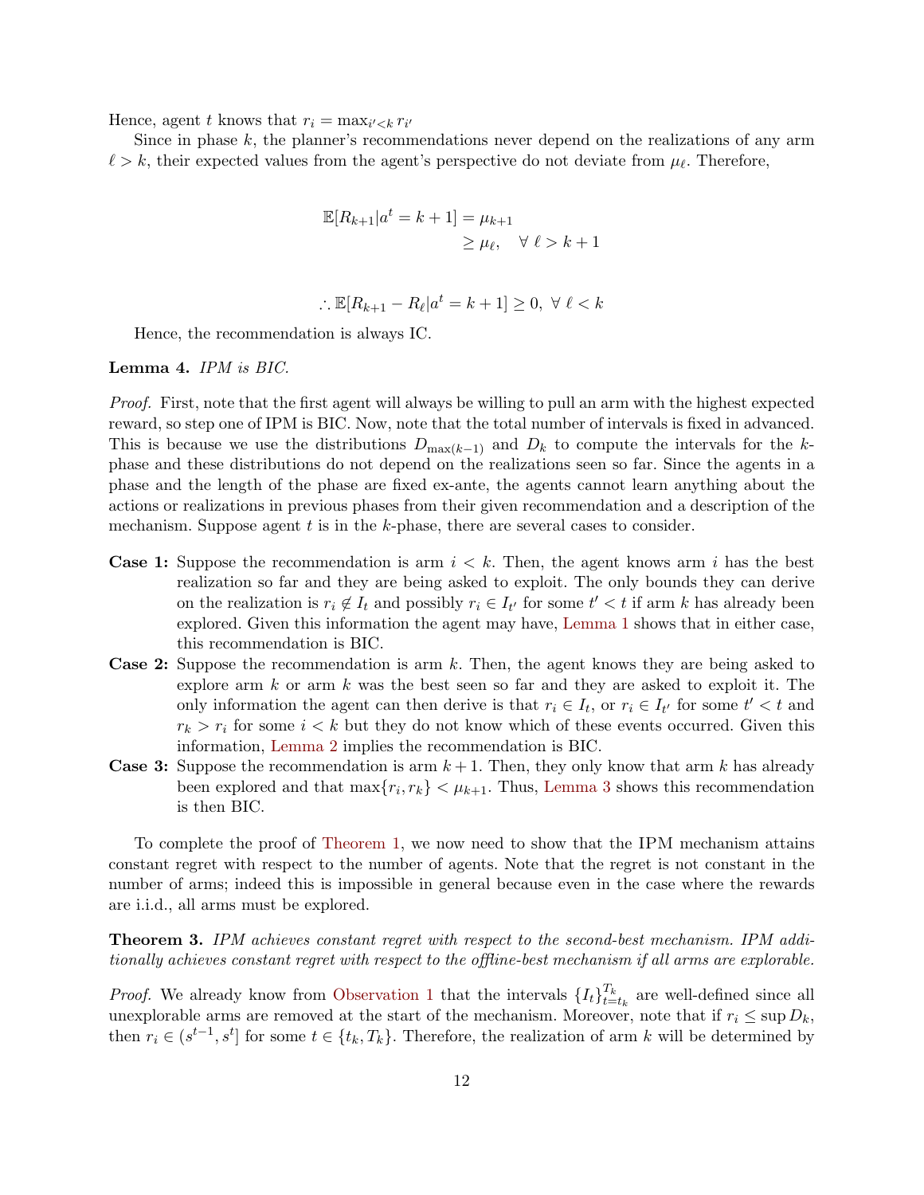Hence, agent $t$ knows that $r_i = \max_{i'<k} r_{i'}$

Since in phase $k$, the planner's recommendations never depend on the realizations of any arm $\ell > k$, their expected values from the agent's perspective do not deviate from $\mu_\ell$. Therefore,

$$
\begin{aligned}
\mathbb{E}[R_{k+1}|a^t = k+1] &= \mu_{k+1} \\
&\geq \mu_\ell, \quad \forall\ \ell > k+1
\end{aligned}
$$

$$
\therefore \mathbb{E}[R_{k+1} - R_\ell | a^t = k+1] \geq 0,\ \forall\ \ell < k
$$

Hence, the recommendation is always IC.

**Lemma 4.** *IPM is BIC.*

*Proof.* First, note that the first agent will always be willing to pull an arm with the highest expected reward, so step one of IPM is BIC. Now, note that the total number of intervals is fixed in advanced. This is because we use the distributions $D_{\max(k-1)}$ and $D_k$ to compute the intervals for the $k$-phase and these distributions do not depend on the realizations seen so far. Since the agents in a phase and the length of the phase are fixed ex-ante, the agents cannot learn anything about the actions or realizations in previous phases from their given recommendation and a description of the mechanism. Suppose agent $t$ is in the $k$-phase, there are several cases to consider.

- **Case 1:** Suppose the recommendation is arm $i < k$. Then, the agent knows arm $i$ has the best realization so far and they are being asked to exploit. The only bounds they can derive on the realization is $r_i \notin I_t$ and possibly $r_i \in I_{t'}$ for some $t' < t$ if arm $k$ has already been explored. Given this information the agent may have, Lemma 1 shows that in either case, this recommendation is BIC.
- **Case 2:** Suppose the recommendation is arm $k$. Then, the agent knows they are being asked to explore arm $k$ or arm $k$ was the best seen so far and they are asked to exploit it. The only information the agent can then derive is that $r_i \in I_t$, or $r_i \in I_{t'}$ for some $t' < t$ and $r_k > r_i$ for some $i < k$ but they do not know which of these events occurred. Given this information, Lemma 2 implies the recommendation is BIC.
- **Case 3:** Suppose the recommendation is arm $k+1$. Then, they only know that arm $k$ has already been explored and that $\max\{r_i, r_k\} < \mu_{k+1}$. Thus, Lemma 3 shows this recommendation is then BIC.

To complete the proof of Theorem 1, we now need to show that the IPM mechanism attains constant regret with respect to the number of agents. Note that the regret is not constant in the number of arms; indeed this is impossible in general because even in the case where the rewards are i.i.d., all arms must be explored.

**Theorem 3.** *IPM achieves constant regret with respect to the second-best mechanism. IPM additionally achieves constant regret with respect to the offline-best mechanism if all arms are explorable.*

*Proof.* We already know from Observation 1 that the intervals $\{I_t\}_{t=t_k}^{T_k}$ are well-defined since all unexplorable arms are removed at the start of the mechanism. Moreover, note that if $r_i \leq \sup D_k$, then $r_i \in (s^{t-1}, s^t]$ for some $t \in \{t_k, T_k\}$. Therefore, the realization of arm $k$ will be determined by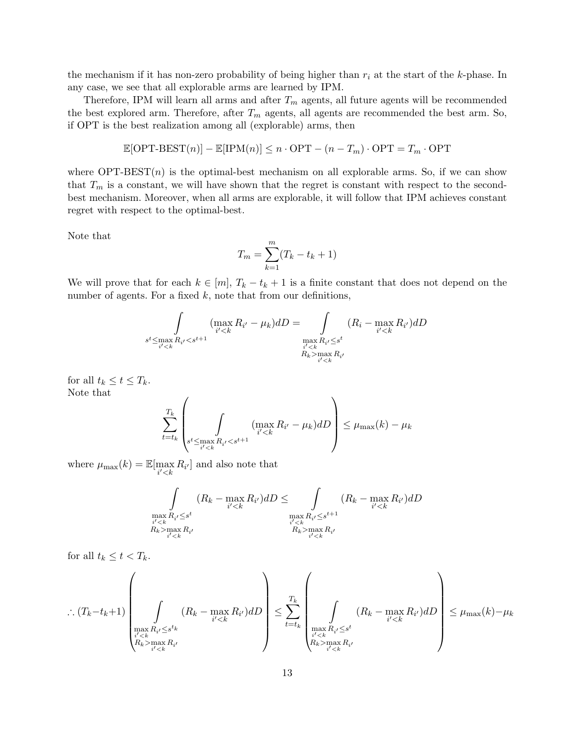the mechanism if it has non-zero probability of being higher than $r_i$ at the start of the $k$-phase. In any case, we see that all explorable arms are learned by IPM.

Therefore, IPM will learn all arms and after $T_m$ agents, all future agents will be recommended the best explored arm. Therefore, after $T_m$ agents, all agents are recommended the best arm. So, if OPT is the best realization among all (explorable) arms, then

$$\mathbb{E}[\text{OPT-BEST}(n)] - \mathbb{E}[\text{IPM}(n)] \le n \cdot \text{OPT} - (n - T_m) \cdot \text{OPT} = T_m \cdot \text{OPT}$$

where OPT-BEST$(n)$ is the optimal-best mechanism on all explorable arms. So, if we can show that $T_m$ is a constant, we will have shown that the regret is constant with respect to the second-best mechanism. Moreover, when all arms are explorable, it will follow that IPM achieves constant regret with respect to the optimal-best.

Note that

$$T_m = \sum_{k=1}^{m} (T_k - t_k + 1)$$

We will prove that for each $k \in [m]$, $T_k - t_k + 1$ is a finite constant that does not depend on the number of agents. For a fixed $k$, note that from our definitions,

$$\int_{s^t \le \max_{i'<k} R_{i'} < s^{t+1}} (\max_{i'<k} R_{i'} - \mu_k) dD = \int_{\substack{\max_{i'<k} R_{i'} \le s^t \\ R_k > \max_{i'<k} R_{i'}}} (R_i - \max_{i'<k} R_{i'}) dD$$

for all $t_k \le t \le T_k$.
Note that

$$\sum_{t=t_k}^{T_k} \left( \int_{s^t \le \max_{i'<k} R_{i'} < s^{t+1}} (\max_{i'<k} R_{i'} - \mu_k) dD \right) \le \mu_{\max}(k) - \mu_k$$

where $\mu_{\max}(k) = \mathbb{E}[\max_{i'<k} R_{i'}]$ and also note that

$$\int_{\substack{\max_{i'<k} R_{i'} \le s^t \\ R_k > \max_{i'<k} R_{i'}}} (R_k - \max_{i'<k} R_{i'}) dD \le \int_{\substack{\max_{i'<k} R_{i'} \le s^{t+1} \\ R_k > \max_{i'<k} R_{i'}}} (R_k - \max_{i'<k} R_{i'}) dD$$

for all $t_k \le t < T_k$.

$$\therefore (T_k - t_k + 1) \left( \int_{\substack{\max_{i'<k} R_{i'} \le s^{t_k} \\ R_k > \max_{i'<k} R_{i'}}} (R_k - \max_{i'<k} R_{i'}) dD \right) \le \sum_{t=t_k}^{T_k} \left( \int_{\substack{\max_{i'<k} R_{i'} \le s^t \\ R_k > \max_{i'<k} R_{i'}}} (R_k - \max_{i'<k} R_{i'}) dD \right) \le \mu_{\max}(k) - \mu_k$$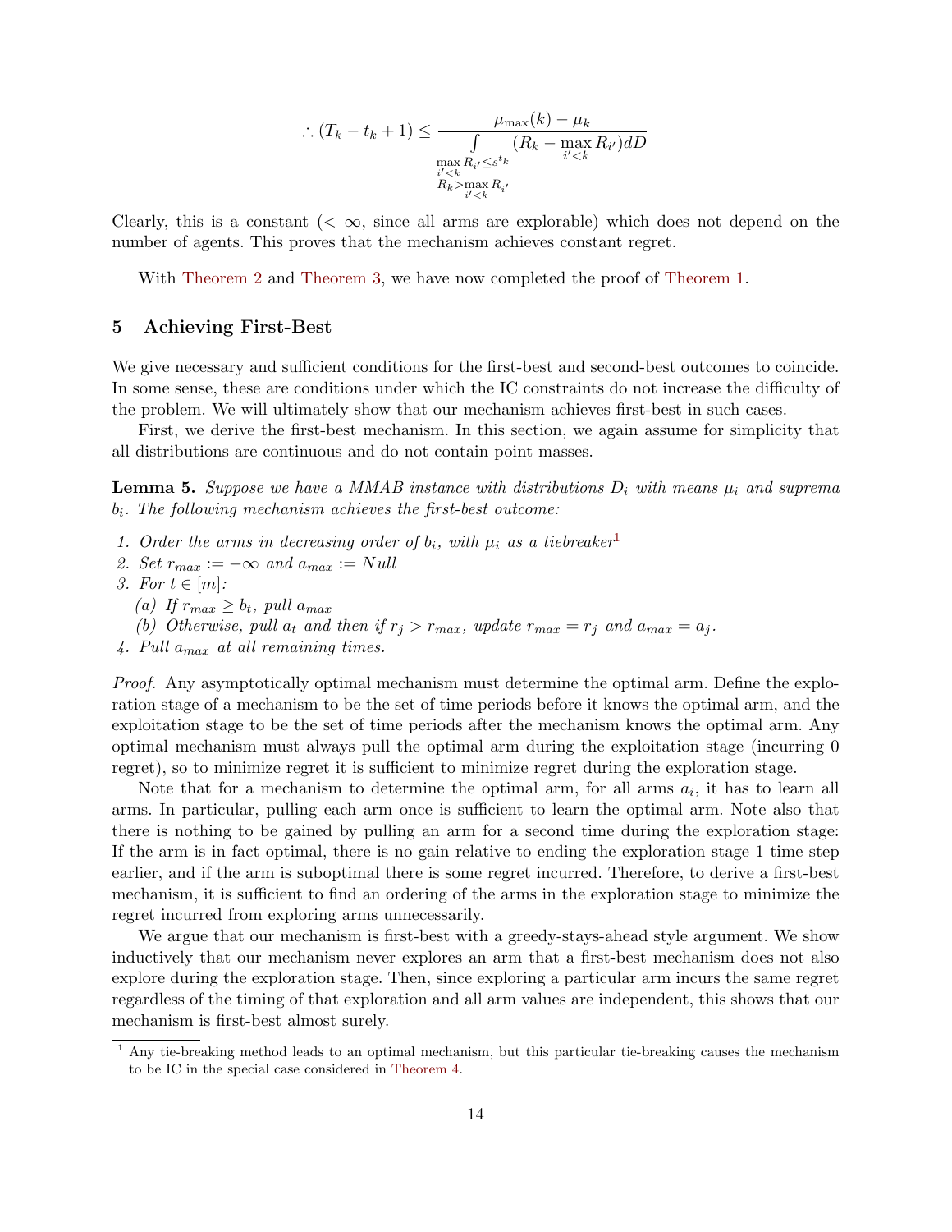$$\therefore (T_k - t_k + 1) \leq \frac{\mu_{\max}(k) - \mu_k}{\displaystyle\int_{\substack{\max_{i'<k} R_{i'} \leq s^{t_k} \\ R_k > \max_{i'<k} R_{i'}}} (R_k - \max_{i'<k} R_{i'}) dD}$$

Clearly, this is a constant ($< \infty$, since all arms are explorable) which does not depend on the number of agents. This proves that the mechanism achieves constant regret.

With Theorem 2 and Theorem 3, we have now completed the proof of Theorem 1.

## 5 Achieving First-Best

We give necessary and sufficient conditions for the first-best and second-best outcomes to coincide. In some sense, these are conditions under which the IC constraints do not increase the difficulty of the problem. We will ultimately show that our mechanism achieves first-best in such cases.

First, we derive the first-best mechanism. In this section, we again assume for simplicity that all distributions are continuous and do not contain point masses.

**Lemma 5.** *Suppose we have a MMAB instance with distributions $D_i$ with means $\mu_i$ and suprema $b_i$. The following mechanism achieves the first-best outcome:*

1. *Order the arms in decreasing order of $b_i$, with $\mu_i$ as a tiebreaker*[1]
2. *Set $r_{max} := -\infty$ and $a_{max} := Null$*
3. *For $t \in [m]$:*
   (a) *If $r_{max} \geq b_t$, pull $a_{max}$*
   (b) *Otherwise, pull $a_t$ and then if $r_j > r_{max}$, update $r_{max} = r_j$ and $a_{max} = a_j$.*
4. *Pull $a_{max}$ at all remaining times.*

*Proof.* Any asymptotically optimal mechanism must determine the optimal arm. Define the exploration stage of a mechanism to be the set of time periods before it knows the optimal arm, and the exploitation stage to be the set of time periods after the mechanism knows the optimal arm. Any optimal mechanism must always pull the optimal arm during the exploitation stage (incurring 0 regret), so to minimize regret it is sufficient to minimize regret during the exploration stage.

Note that for a mechanism to determine the optimal arm, for all arms $a_i$, it has to learn all arms. In particular, pulling each arm once is sufficient to learn the optimal arm. Note also that there is nothing to be gained by pulling an arm for a second time during the exploration stage: If the arm is in fact optimal, there is no gain relative to ending the exploration stage 1 time step earlier, and if the arm is suboptimal there is some regret incurred. Therefore, to derive a first-best mechanism, it is sufficient to find an ordering of the arms in the exploration stage to minimize the regret incurred from exploring arms unnecessarily.

We argue that our mechanism is first-best with a greedy-stays-ahead style argument. We show inductively that our mechanism never explores an arm that a first-best mechanism does not also explore during the exploration stage. Then, since exploring a particular arm incurs the same regret regardless of the timing of that exploration and all arm values are independent, this shows that our mechanism is first-best almost surely.

[1] Any tie-breaking method leads to an optimal mechanism, but this particular tie-breaking causes the mechanism to be IC in the special case considered in Theorem 4.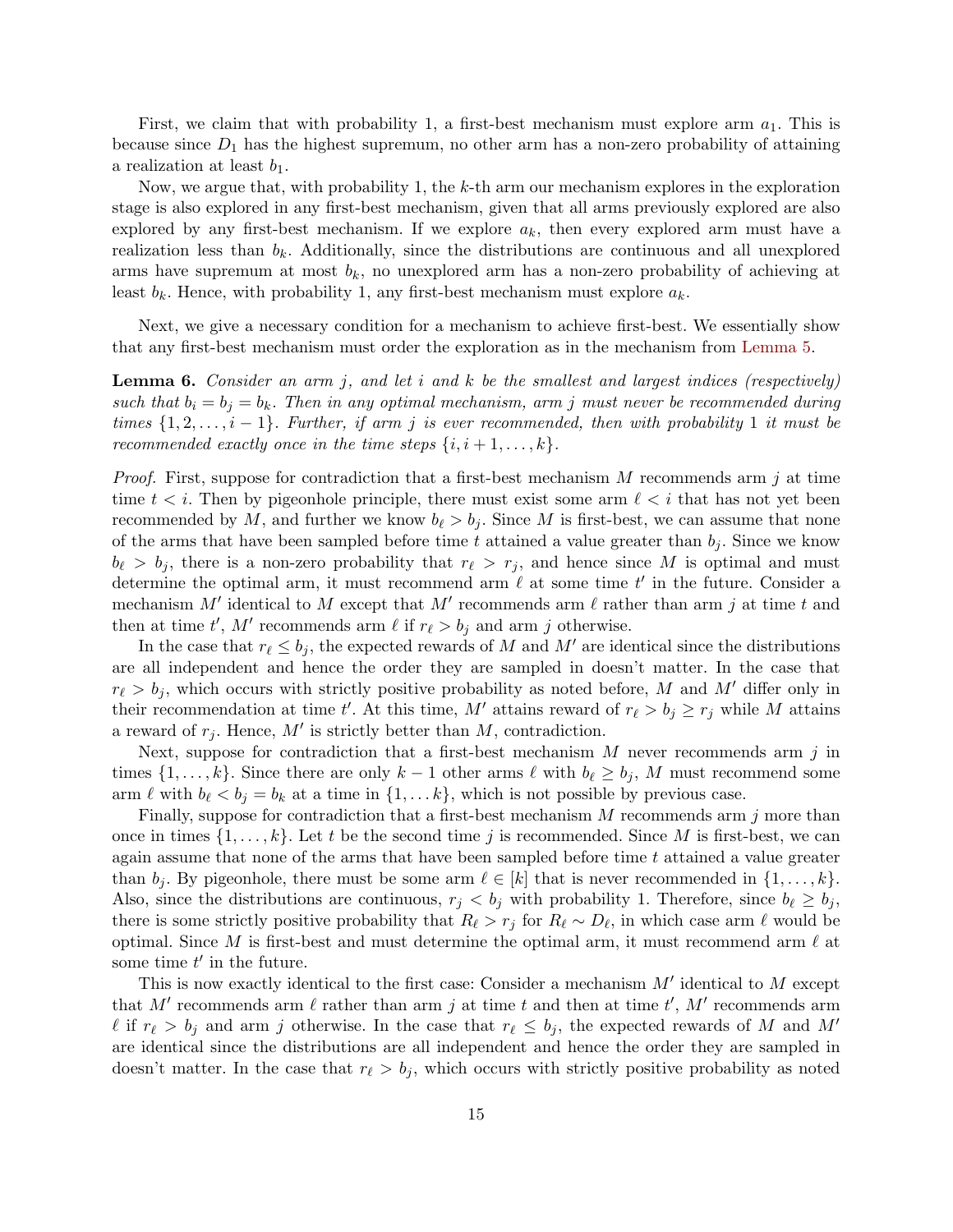First, we claim that with probability 1, a first-best mechanism must explore arm $a_1$. This is because since $D_1$ has the highest supremum, no other arm has a non-zero probability of attaining a realization at least $b_1$.

Now, we argue that, with probability 1, the $k$-th arm our mechanism explores in the exploration stage is also explored in any first-best mechanism, given that all arms previously explored are also explored by any first-best mechanism. If we explore $a_k$, then every explored arm must have a realization less than $b_k$. Additionally, since the distributions are continuous and all unexplored arms have supremum at most $b_k$, no unexplored arm has a non-zero probability of achieving at least $b_k$. Hence, with probability 1, any first-best mechanism must explore $a_k$.

Next, we give a necessary condition for a mechanism to achieve first-best. We essentially show that any first-best mechanism must order the exploration as in the mechanism from Lemma 5.

**Lemma 6.** *Consider an arm $j$, and let $i$ and $k$ be the smallest and largest indices (respectively) such that $b_i = b_j = b_k$. Then in any optimal mechanism, arm $j$ must never be recommended during times $\{1, 2, \dots, i-1\}$. Further, if arm $j$ is ever recommended, then with probability 1 it must be recommended exactly once in the time steps $\{i, i+1, \dots, k\}$.*

*Proof.* First, suppose for contradiction that a first-best mechanism $M$ recommends arm $j$ at time time $t < i$. Then by pigeonhole principle, there must exist some arm $\ell < i$ that has not yet been recommended by $M$, and further we know $b_\ell > b_j$. Since $M$ is first-best, we can assume that none of the arms that have been sampled before time $t$ attained a value greater than $b_j$. Since we know $b_\ell > b_j$, there is a non-zero probability that $r_\ell > r_j$, and hence since $M$ is optimal and must determine the optimal arm, it must recommend arm $\ell$ at some time $t'$ in the future. Consider a mechanism $M'$ identical to $M$ except that $M'$ recommends arm $\ell$ rather than arm $j$ at time $t$ and then at time $t'$, $M'$ recommends arm $\ell$ if $r_\ell > b_j$ and arm $j$ otherwise.

In the case that $r_\ell \leq b_j$, the expected rewards of $M$ and $M'$ are identical since the distributions are all independent and hence the order they are sampled in doesn't matter. In the case that $r_\ell > b_j$, which occurs with strictly positive probability as noted before, $M$ and $M'$ differ only in their recommendation at time $t'$. At this time, $M'$ attains reward of $r_\ell > b_j \geq r_j$ while $M$ attains a reward of $r_j$. Hence, $M'$ is strictly better than $M$, contradiction.

Next, suppose for contradiction that a first-best mechanism $M$ never recommends arm $j$ in times $\{1, \dots, k\}$. Since there are only $k-1$ other arms $\ell$ with $b_\ell \geq b_j$, $M$ must recommend some arm $\ell$ with $b_\ell < b_j = b_k$ at a time in $\{1, \dots k\}$, which is not possible by previous case.

Finally, suppose for contradiction that a first-best mechanism $M$ recommends arm $j$ more than once in times $\{1, \dots, k\}$. Let $t$ be the second time $j$ is recommended. Since $M$ is first-best, we can again assume that none of the arms that have been sampled before time $t$ attained a value greater than $b_j$. By pigeonhole, there must be some arm $\ell \in [k]$ that is never recommended in $\{1, \dots, k\}$. Also, since the distributions are continuous, $r_j < b_j$ with probability 1. Therefore, since $b_\ell \geq b_j$, there is some strictly positive probability that $R_\ell > r_j$ for $R_\ell \sim D_\ell$, in which case arm $\ell$ would be optimal. Since $M$ is first-best and must determine the optimal arm, it must recommend arm $\ell$ at some time $t'$ in the future.

This is now exactly identical to the first case: Consider a mechanism $M'$ identical to $M$ except that $M'$ recommends arm $\ell$ rather than arm $j$ at time $t$ and then at time $t'$, $M'$ recommends arm $\ell$ if $r_\ell > b_j$ and arm $j$ otherwise. In the case that $r_\ell \leq b_j$, the expected rewards of $M$ and $M'$ are identical since the distributions are all independent and hence the order they are sampled in doesn't matter. In the case that $r_\ell > b_j$, which occurs with strictly positive probability as noted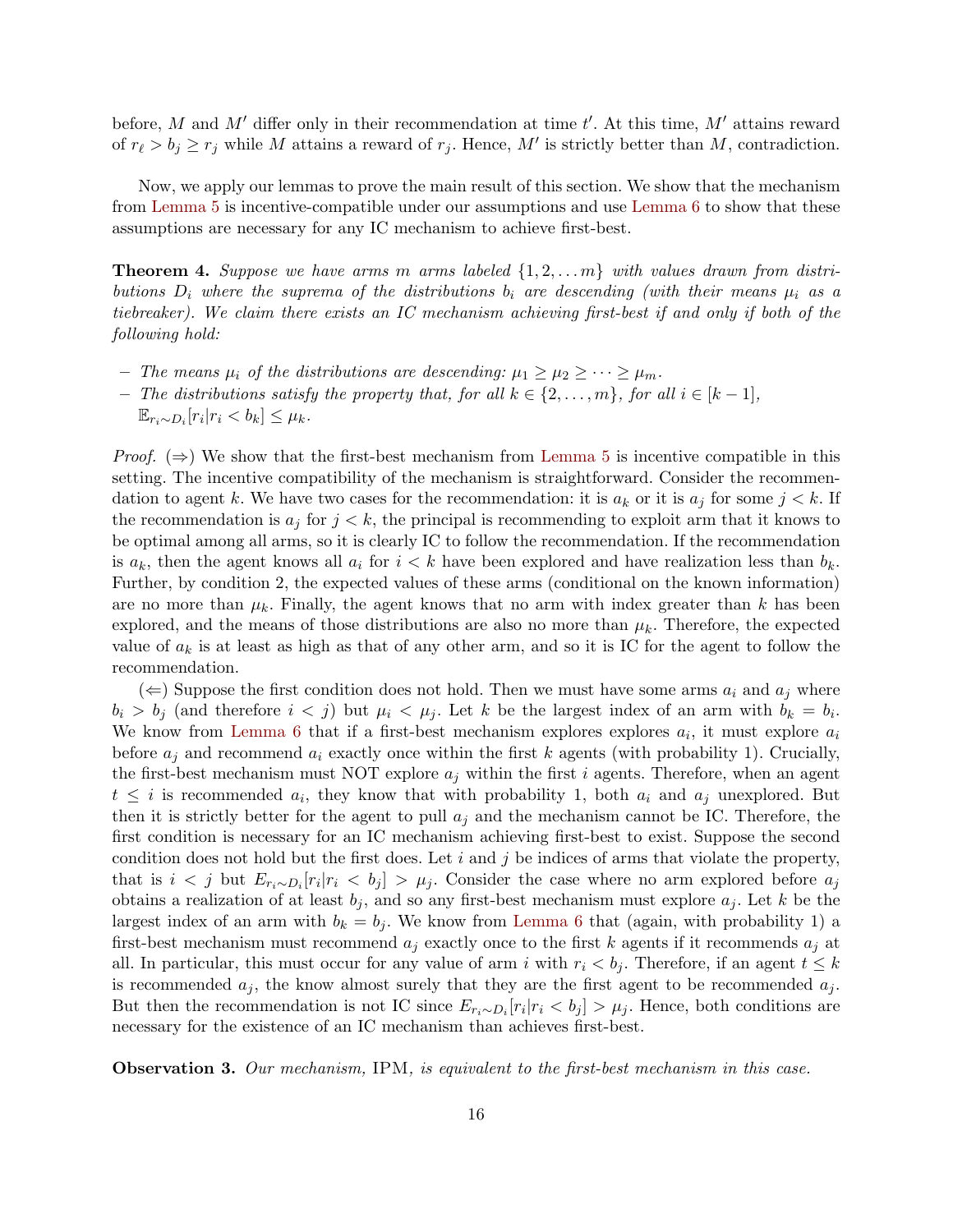before, $M$ and $M'$ differ only in their recommendation at time $t'$. At this time, $M'$ attains reward of $r_\ell > b_j \geq r_j$ while $M$ attains a reward of $r_j$. Hence, $M'$ is strictly better than $M$, contradiction.

Now, we apply our lemmas to prove the main result of this section. We show that the mechanism from Lemma 5 is incentive-compatible under our assumptions and use Lemma 6 to show that these assumptions are necessary for any IC mechanism to achieve first-best.

**Theorem 4.** *Suppose we have arms $m$ arms labeled $\{1, 2, \ldots m\}$ with values drawn from distributions $D_i$ where the suprema of the distributions $b_i$ are descending (with their means $\mu_i$ as a tiebreaker). We claim there exists an IC mechanism achieving first-best if and only if both of the following hold:*

- *The means $\mu_i$ of the distributions are descending: $\mu_1 \geq \mu_2 \geq \cdots \geq \mu_m$.*
- *The distributions satisfy the property that, for all $k \in \{2, \ldots, m\}$, for all $i \in [k-1]$, $\mathbb{E}_{r_i \sim D_i}[r_i | r_i < b_k] \leq \mu_k$.*

*Proof.* ($\Rightarrow$) We show that the first-best mechanism from Lemma 5 is incentive compatible in this setting. The incentive compatibility of the mechanism is straightforward. Consider the recommendation to agent $k$. We have two cases for the recommendation: it is $a_k$ or it is $a_j$ for some $j < k$. If the recommendation is $a_j$ for $j < k$, the principal is recommending to exploit arm that it knows to be optimal among all arms, so it is clearly IC to follow the recommendation. If the recommendation is $a_k$, then the agent knows all $a_i$ for $i < k$ have been explored and have realization less than $b_k$. Further, by condition 2, the expected values of these arms (conditional on the known information) are no more than $\mu_k$. Finally, the agent knows that no arm with index greater than $k$ has been explored, and the means of those distributions are also no more than $\mu_k$. Therefore, the expected value of $a_k$ is at least as high as that of any other arm, and so it is IC for the agent to follow the recommendation.

($\Leftarrow$) Suppose the first condition does not hold. Then we must have some arms $a_i$ and $a_j$ where $b_i > b_j$ (and therefore $i < j$) but $\mu_i < \mu_j$. Let $k$ be the largest index of an arm with $b_k = b_i$. We know from Lemma 6 that if a first-best mechanism explores explores $a_i$, it must explore $a_i$ before $a_j$ and recommend $a_i$ exactly once within the first $k$ agents (with probability 1). Crucially, the first-best mechanism must NOT explore $a_j$ within the first $i$ agents. Therefore, when an agent $t \leq i$ is recommended $a_i$, they know that with probability 1, both $a_i$ and $a_j$ unexplored. But then it is strictly better for the agent to pull $a_j$ and the mechanism cannot be IC. Therefore, the first condition is necessary for an IC mechanism achieving first-best to exist. Suppose the second condition does not hold but the first does. Let $i$ and $j$ be indices of arms that violate the property, that is $i < j$ but $E_{r_i \sim D_i}[r_i | r_i < b_j] > \mu_j$. Consider the case where no arm explored before $a_j$ obtains a realization of at least $b_j$, and so any first-best mechanism must explore $a_j$. Let $k$ be the largest index of an arm with $b_k = b_j$. We know from Lemma 6 that (again, with probability 1) a first-best mechanism must recommend $a_j$ exactly once to the first $k$ agents if it recommends $a_j$ at all. In particular, this must occur for any value of arm $i$ with $r_i < b_j$. Therefore, if an agent $t \leq k$ is recommended $a_j$, the know almost surely that they are the first agent to be recommended $a_j$. But then the recommendation is not IC since $E_{r_i \sim D_i}[r_i | r_i < b_j] > \mu_j$. Hence, both conditions are necessary for the existence of an IC mechanism than achieves first-best.

**Observation 3.** *Our mechanism,* IPM*, is equivalent to the first-best mechanism in this case.*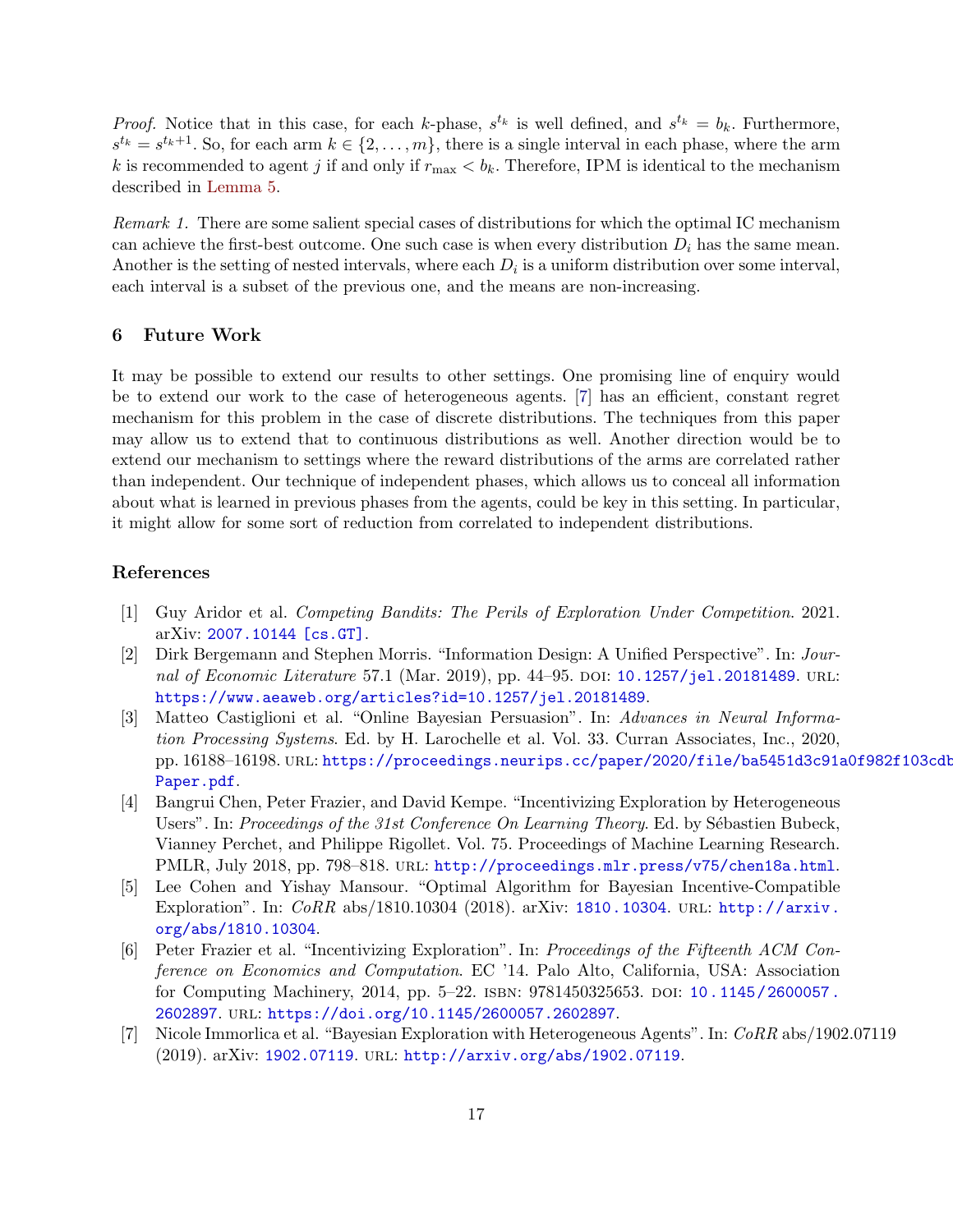*Proof.* Notice that in this case, for each $k$-phase, $s^{t_k}$ is well defined, and $s^{t_k} = b_k$. Furthermore, $s^{t_k} = s^{t_k+1}$. So, for each arm $k \in \{2, \ldots, m\}$, there is a single interval in each phase, where the arm $k$ is recommended to agent $j$ if and only if $r_{\max} < b_k$. Therefore, IPM is identical to the mechanism described in Lemma 5.

*Remark 1.* There are some salient special cases of distributions for which the optimal IC mechanism can achieve the first-best outcome. One such case is when every distribution $D_i$ has the same mean. Another is the setting of nested intervals, where each $D_i$ is a uniform distribution over some interval, each interval is a subset of the previous one, and the means are non-increasing.

## 6 Future Work

It may be possible to extend our results to other settings. One promising line of enquiry would be to extend our work to the case of heterogeneous agents. [7] has an efficient, constant regret mechanism for this problem in the case of discrete distributions. The techniques from this paper may allow us to extend that to continuous distributions as well. Another direction would be to extend our mechanism to settings where the reward distributions of the arms are correlated rather than independent. Our technique of independent phases, which allows us to conceal all information about what is learned in previous phases from the agents, could be key in this setting. In particular, it might allow for some sort of reduction from correlated to independent distributions.

## References

[1] Guy Aridor et al. *Competing Bandits: The Perils of Exploration Under Competition*. 2021. arXiv: 2007.10144 [cs.GT].

[2] Dirk Bergemann and Stephen Morris. "Information Design: A Unified Perspective". In: *Journal of Economic Literature* 57.1 (Mar. 2019), pp. 44–95. DOI: 10.1257/jel.20181489. URL: https://www.aeaweb.org/articles?id=10.1257/jel.20181489.

[3] Matteo Castiglioni et al. "Online Bayesian Persuasion". In: *Advances in Neural Information Processing Systems*. Ed. by H. Larochelle et al. Vol. 33. Curran Associates, Inc., 2020, pp. 16188–16198. URL: https://proceedings.neurips.cc/paper/2020/file/ba5451d3c91a0f982f103cdb Paper.pdf.

[4] Bangrui Chen, Peter Frazier, and David Kempe. "Incentivizing Exploration by Heterogeneous Users". In: *Proceedings of the 31st Conference On Learning Theory*. Ed. by Sébastien Bubeck, Vianney Perchet, and Philippe Rigollet. Vol. 75. Proceedings of Machine Learning Research. PMLR, July 2018, pp. 798–818. URL: http://proceedings.mlr.press/v75/chen18a.html.

[5] Lee Cohen and Yishay Mansour. "Optimal Algorithm for Bayesian Incentive-Compatible Exploration". In: *CoRR* abs/1810.10304 (2018). arXiv: 1810.10304. URL: http://arxiv.org/abs/1810.10304.

[6] Peter Frazier et al. "Incentivizing Exploration". In: *Proceedings of the Fifteenth ACM Conference on Economics and Computation*. EC '14. Palo Alto, California, USA: Association for Computing Machinery, 2014, pp. 5–22. ISBN: 9781450325653. DOI: 10.1145/2600057.2602897. URL: https://doi.org/10.1145/2600057.2602897.

[7] Nicole Immorlica et al. "Bayesian Exploration with Heterogeneous Agents". In: *CoRR* abs/1902.07119 (2019). arXiv: 1902.07119. URL: http://arxiv.org/abs/1902.07119.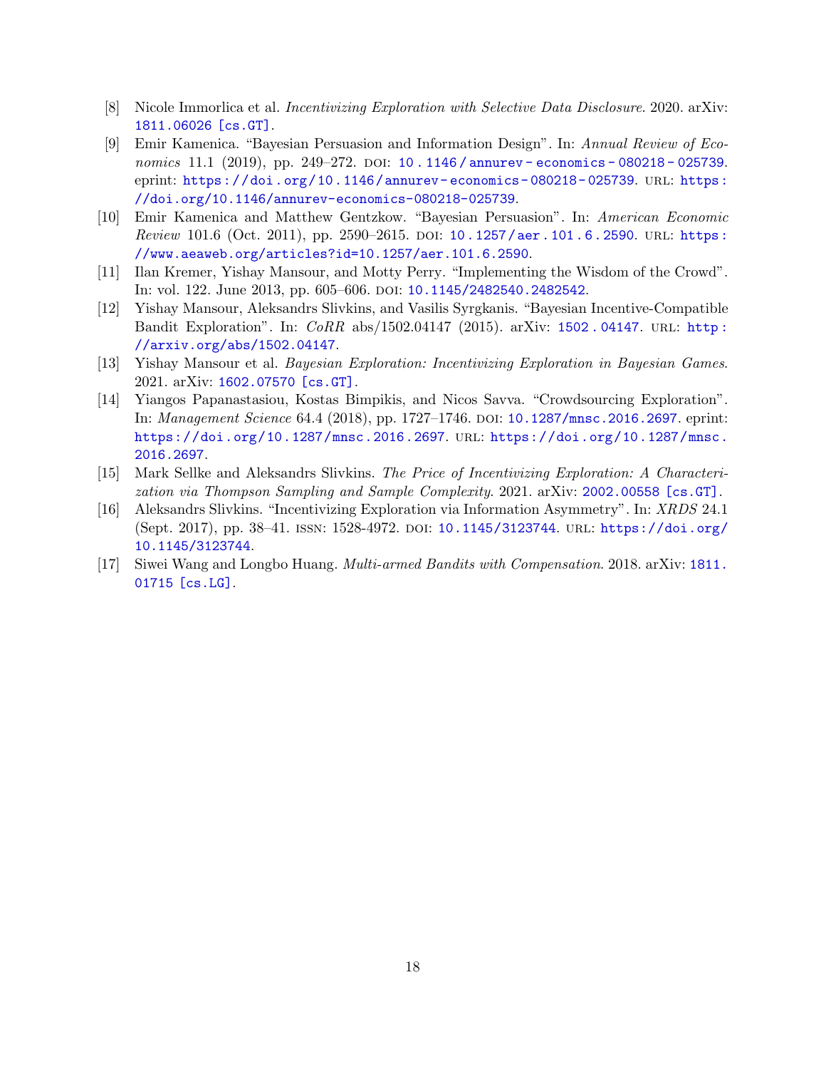[8] Nicole Immorlica et al. *Incentivizing Exploration with Selective Data Disclosure*. 2020. arXiv: 1811.06026 [cs.GT].

[9] Emir Kamenica. "Bayesian Persuasion and Information Design". In: *Annual Review of Economics* 11.1 (2019), pp. 249–272. DOI: 10.1146/annurev-economics-080218-025739. eprint: https://doi.org/10.1146/annurev-economics-080218-025739. URL: https://doi.org/10.1146/annurev-economics-080218-025739.

[10] Emir Kamenica and Matthew Gentzkow. "Bayesian Persuasion". In: *American Economic Review* 101.6 (Oct. 2011), pp. 2590–2615. DOI: 10.1257/aer.101.6.2590. URL: https://www.aeaweb.org/articles?id=10.1257/aer.101.6.2590.

[11] Ilan Kremer, Yishay Mansour, and Motty Perry. "Implementing the Wisdom of the Crowd". In: vol. 122. June 2013, pp. 605–606. DOI: 10.1145/2482540.2482542.

[12] Yishay Mansour, Aleksandrs Slivkins, and Vasilis Syrgkanis. "Bayesian Incentive-Compatible Bandit Exploration". In: *CoRR* abs/1502.04147 (2015). arXiv: 1502.04147. URL: http://arxiv.org/abs/1502.04147.

[13] Yishay Mansour et al. *Bayesian Exploration: Incentivizing Exploration in Bayesian Games*. 2021. arXiv: 1602.07570 [cs.GT].

[14] Yiangos Papanastasiou, Kostas Bimpikis, and Nicos Savva. "Crowdsourcing Exploration". In: *Management Science* 64.4 (2018), pp. 1727–1746. DOI: 10.1287/mnsc.2016.2697. eprint: https://doi.org/10.1287/mnsc.2016.2697. URL: https://doi.org/10.1287/mnsc.2016.2697.

[15] Mark Sellke and Aleksandrs Slivkins. *The Price of Incentivizing Exploration: A Characterization via Thompson Sampling and Sample Complexity*. 2021. arXiv: 2002.00558 [cs.GT].

[16] Aleksandrs Slivkins. "Incentivizing Exploration via Information Asymmetry". In: *XRDS* 24.1 (Sept. 2017), pp. 38–41. ISSN: 1528-4972. DOI: 10.1145/3123744. URL: https://doi.org/10.1145/3123744.

[17] Siwei Wang and Longbo Huang. *Multi-armed Bandits with Compensation*. 2018. arXiv: 1811.01715 [cs.LG].